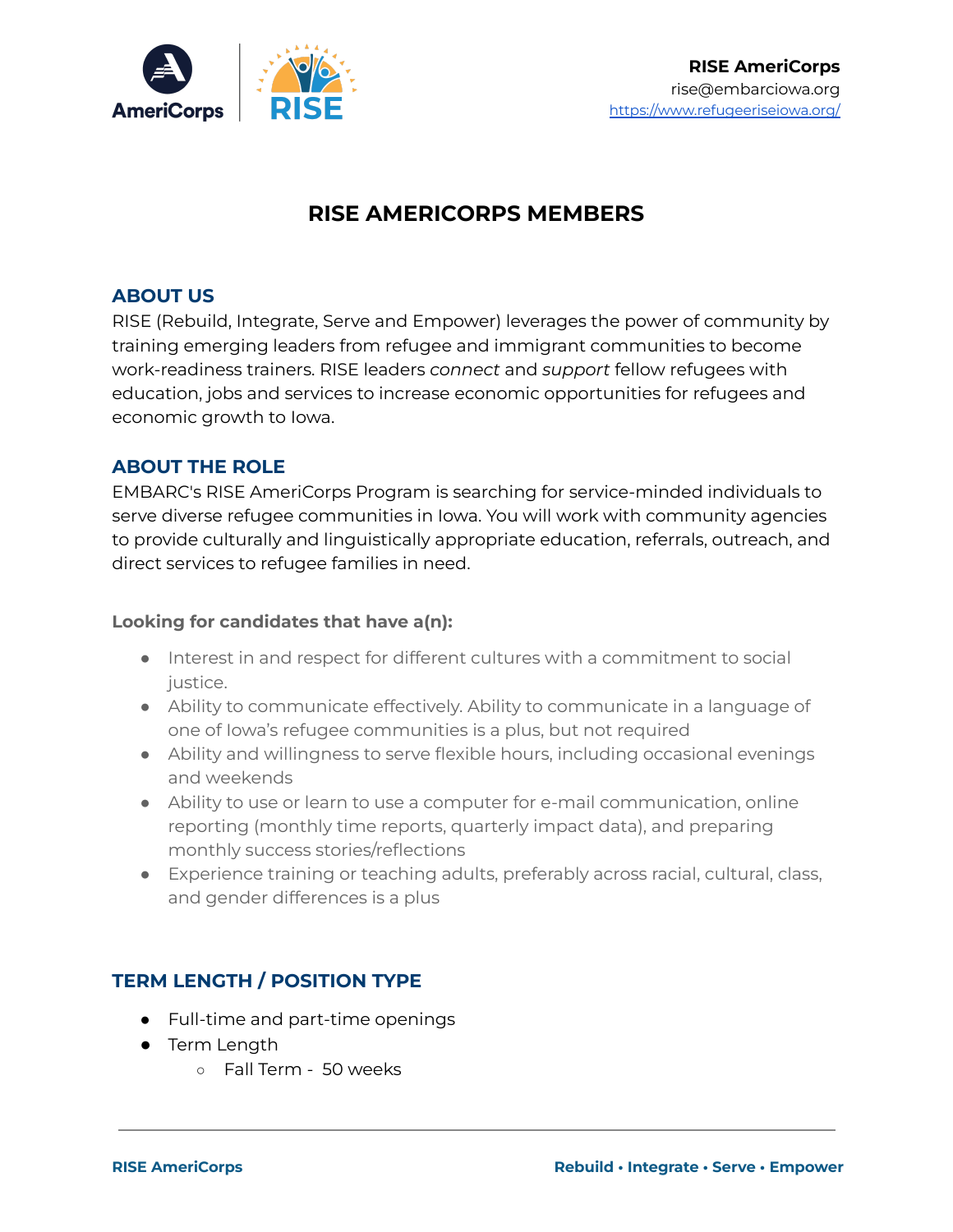**RISE AmeriCorps**
rise@embarciowa.org
https://www.refugeeriseiowa.org/

# RISE AMERICORPS MEMBERS

## ABOUT US

RISE (Rebuild, Integrate, Serve and Empower) leverages the power of community by training emerging leaders from refugee and immigrant communities to become work-readiness trainers. RISE leaders *connect* and *support* fellow refugees with education, jobs and services to increase economic opportunities for refugees and economic growth to Iowa.

## ABOUT THE ROLE

EMBARC's RISE AmeriCorps Program is searching for service-minded individuals to serve diverse refugee communities in Iowa. You will work with community agencies to provide culturally and linguistically appropriate education, referrals, outreach, and direct services to refugee families in need.

**Looking for candidates that have a(n):**

- Interest in and respect for different cultures with a commitment to social justice.
- Ability to communicate effectively. Ability to communicate in a language of one of Iowa's refugee communities is a plus, but not required
- Ability and willingness to serve flexible hours, including occasional evenings and weekends
- Ability to use or learn to use a computer for e-mail communication, online reporting (monthly time reports, quarterly impact data), and preparing monthly success stories/reflections
- Experience training or teaching adults, preferably across racial, cultural, class, and gender differences is a plus

## TERM LENGTH / POSITION TYPE

- Full-time and part-time openings
- Term Length
  - Fall Term - 50 weeks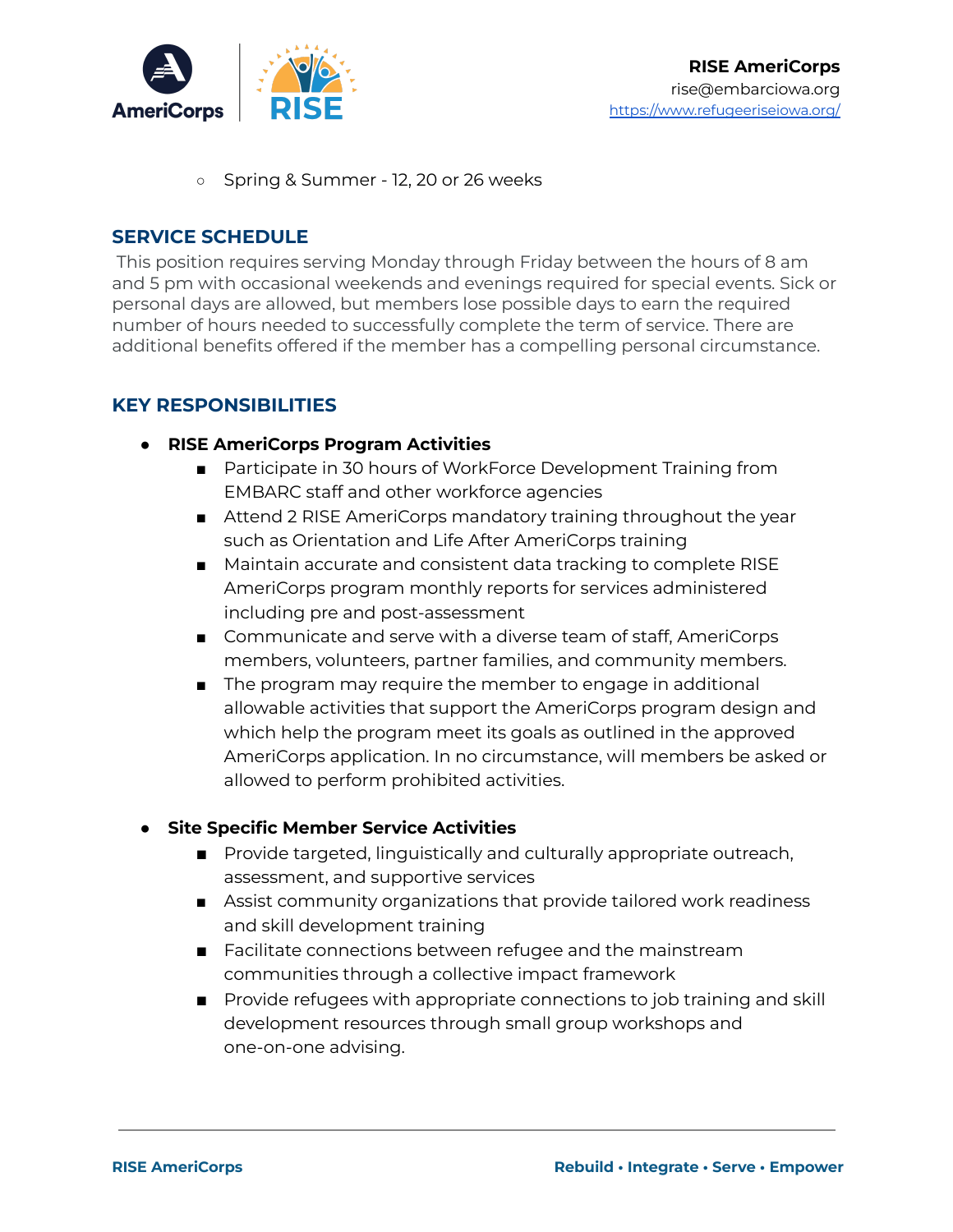- Spring & Summer - 12, 20 or 26 weeks

## SERVICE SCHEDULE

This position requires serving Monday through Friday between the hours of 8 am and 5 pm with occasional weekends and evenings required for special events. Sick or personal days are allowed, but members lose possible days to earn the required number of hours needed to successfully complete the term of service. There are additional benefits offered if the member has a compelling personal circumstance.

## KEY RESPONSIBILITIES

- **RISE AmeriCorps Program Activities**
  - Participate in 30 hours of WorkForce Development Training from EMBARC staff and other workforce agencies
  - Attend 2 RISE AmeriCorps mandatory training throughout the year such as Orientation and Life After AmeriCorps training
  - Maintain accurate and consistent data tracking to complete RISE AmeriCorps program monthly reports for services administered including pre and post-assessment
  - Communicate and serve with a diverse team of staff, AmeriCorps members, volunteers, partner families, and community members.
  - The program may require the member to engage in additional allowable activities that support the AmeriCorps program design and which help the program meet its goals as outlined in the approved AmeriCorps application. In no circumstance, will members be asked or allowed to perform prohibited activities.

- **Site Specific Member Service Activities**
  - Provide targeted, linguistically and culturally appropriate outreach, assessment, and supportive services
  - Assist community organizations that provide tailored work readiness and skill development training
  - Facilitate connections between refugee and the mainstream communities through a collective impact framework
  - Provide refugees with appropriate connections to job training and skill development resources through small group workshops and one-on-one advising.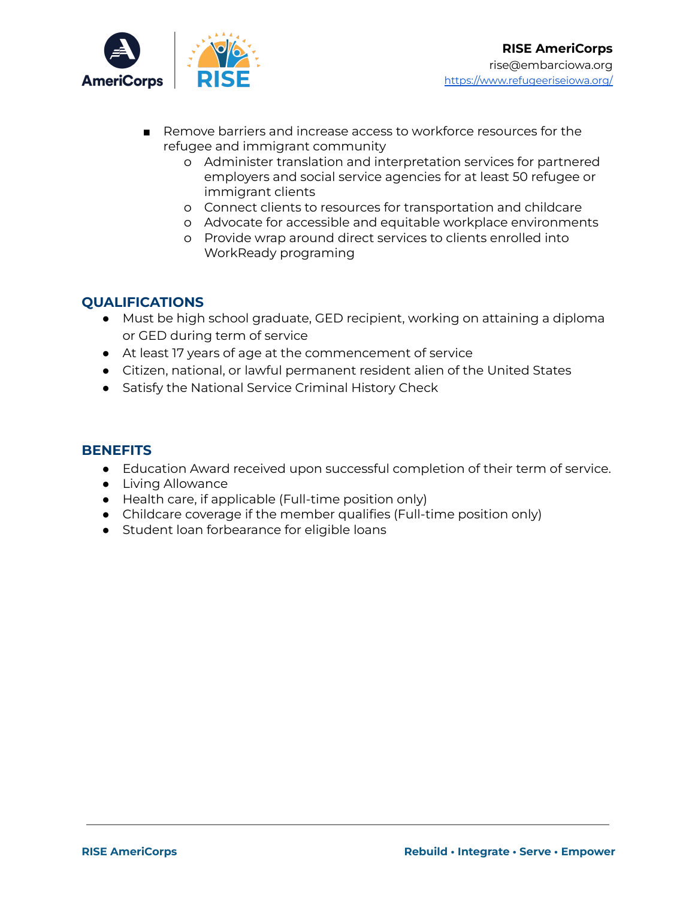- Remove barriers and increase access to workforce resources for the refugee and immigrant community
  - Administer translation and interpretation services for partnered employers and social service agencies for at least 50 refugee or immigrant clients
  - Connect clients to resources for transportation and childcare
  - Advocate for accessible and equitable workplace environments
  - Provide wrap around direct services to clients enrolled into WorkReady programing

## QUALIFICATIONS

- Must be high school graduate, GED recipient, working on attaining a diploma or GED during term of service
- At least 17 years of age at the commencement of service
- Citizen, national, or lawful permanent resident alien of the United States
- Satisfy the National Service Criminal History Check

## BENEFITS

- Education Award received upon successful completion of their term of service.
- Living Allowance
- Health care, if applicable (Full-time position only)
- Childcare coverage if the member qualifies (Full-time position only)
- Student loan forbearance for eligible loans